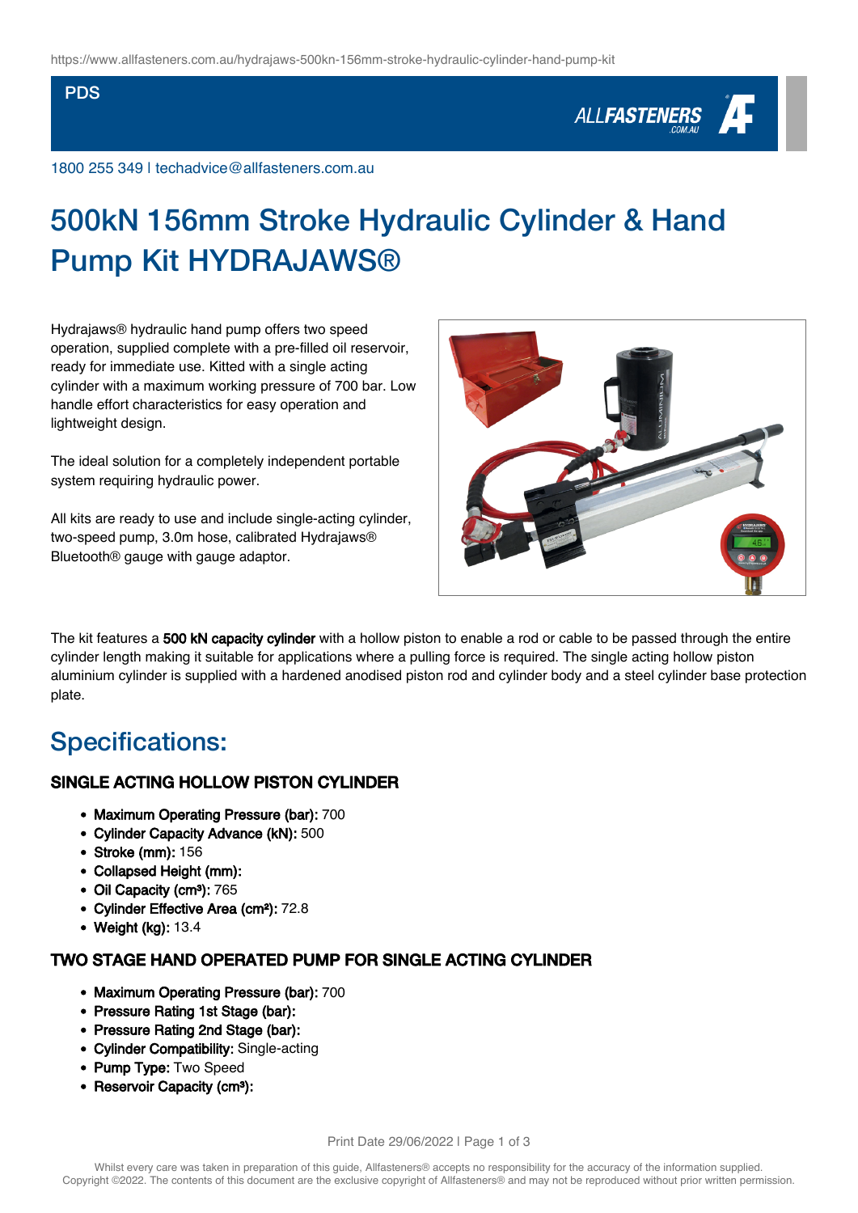https://www.allfasteners.com.au/hydrajaws-500kn-156mm-stroke-hydraulic-cylinder-hand-pump-kit

PDS

1800 255 349 | techadvice@allfasteners.com.au

# 500kN 156mm Stroke Hydraulic Cylinder & Hand Pump Kit HYDRAJAWS®

Hydrajaws® hydraulic hand pump offers two speed operation, supplied complete with a pre-filled oil reservoir, ready for immediate use. Kitted with a single acting cylinder with a maximum working pressure of 700 bar. Low handle effort characteristics for easy operation and lightweight design.

The ideal solution for a completely independent portable system requiring hydraulic power.

All kits are ready to use and include single-acting cylinder, two-speed pump, 3.0m hose, calibrated Hydrajaws® Bluetooth® gauge with gauge adaptor.

The kit features a **500 kN capacity cylinder** with a hollow piston to enable a rod or cable to be passed through the entire cylinder length making it suitable for applications where a pulling force is required. The single acting hollow piston aluminium cylinder is supplied with a hardened anodised piston rod and cylinder body and a steel cylinder base protection plate.

## Specifications:

### SINGLE ACTING HOLLOW PISTON CYLINDER

- **Maximum Operating Pressure (bar):** 700
- **Cylinder Capacity Advance (kN):** 500
- **Stroke (mm):** 156
- **Collapsed Height (mm):**
- **Oil Capacity (cm³):** 765
- **Cylinder Effective Area (cm²):** 72.8
- **Weight (kg):** 13.4

### TWO STAGE HAND OPERATED PUMP FOR SINGLE ACTING CYLINDER

- **Maximum Operating Pressure (bar):** 700
- **Pressure Rating 1st Stage (bar):**
- **Pressure Rating 2nd Stage (bar):**
- **Cylinder Compatibility:** Single-acting
- **Pump Type:** Two Speed
- **Reservoir Capacity (cm³):**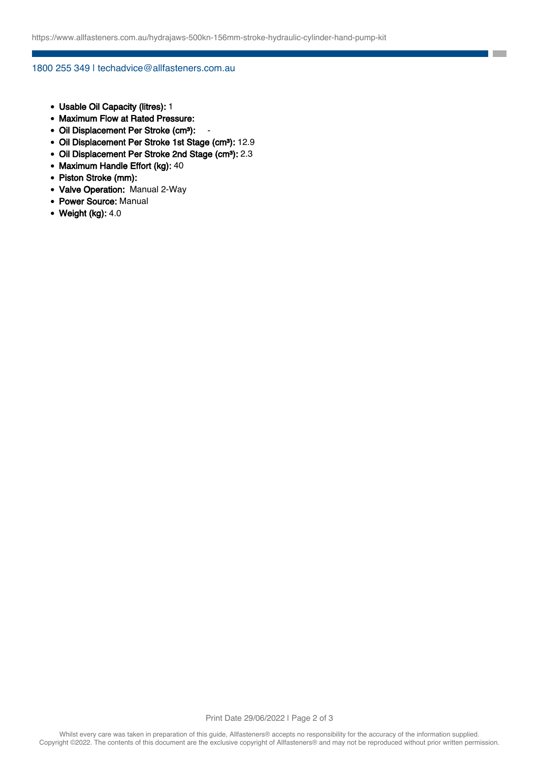- **Usable Oil Capacity (litres):** 1
- **Maximum Flow at Rated Pressure:**
- **Oil Displacement Per Stroke (cm³):** -
- **Oil Displacement Per Stroke 1st Stage (cm³):** 12.9
- **Oil Displacement Per Stroke 2nd Stage (cm³):** 2.3
- **Maximum Handle Effort (kg):** 40
- **Piston Stroke (mm):**
- **Valve Operation:** Manual 2-Way
- **Power Source:** Manual
- **Weight (kg):** 4.0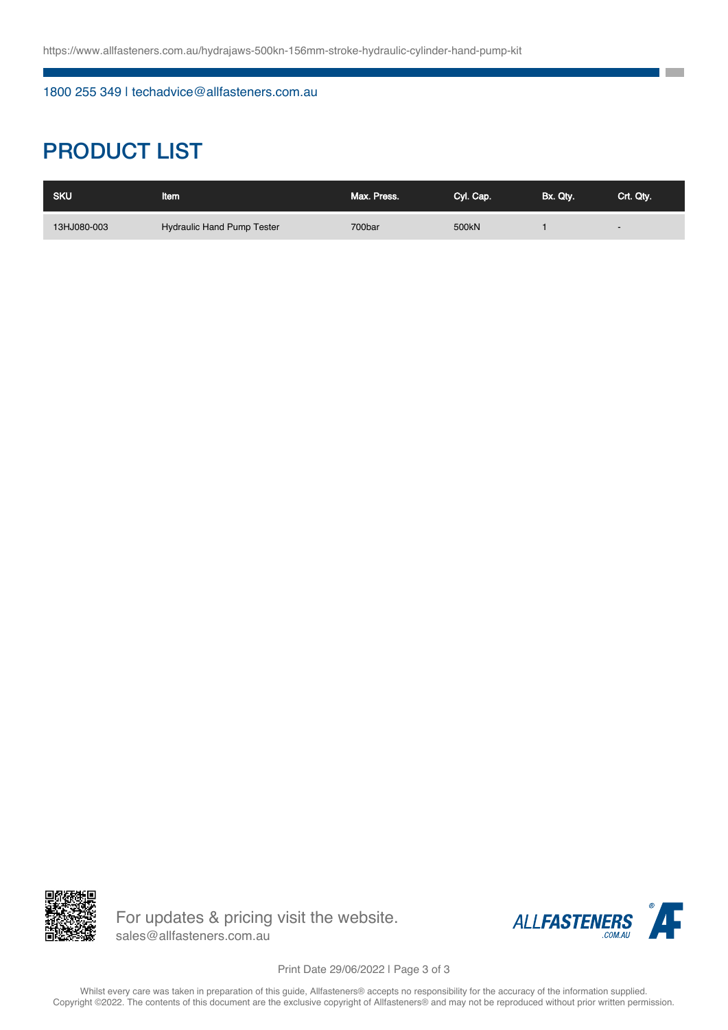https://www.allfasteners.com.au/hydrajaws-500kn-156mm-stroke-hydraulic-cylinder-hand-pump-kit

1800 255 349 | techadvice@allfasteners.com.au

# PRODUCT LIST

| SKU | Item | Max. Press. | Cyl. Cap. | Bx. Qty. | Crt. Qty. |
|---|---|---|---|---|---|
| 13HJ080-003 | Hydraulic Hand Pump Tester | 700bar | 500kN | 1 | - |

For updates & pricing visit the website.
sales@allfasteners.com.au

Print Date 29/06/2022

Whilst every care was taken in preparation of this guide, Allfasteners® accepts no responsibility for the accuracy of the information supplied.
Copyright ©2022. The contents of this document are the exclusive copyright of Allfasteners® and may not be reproduced without prior written permission.